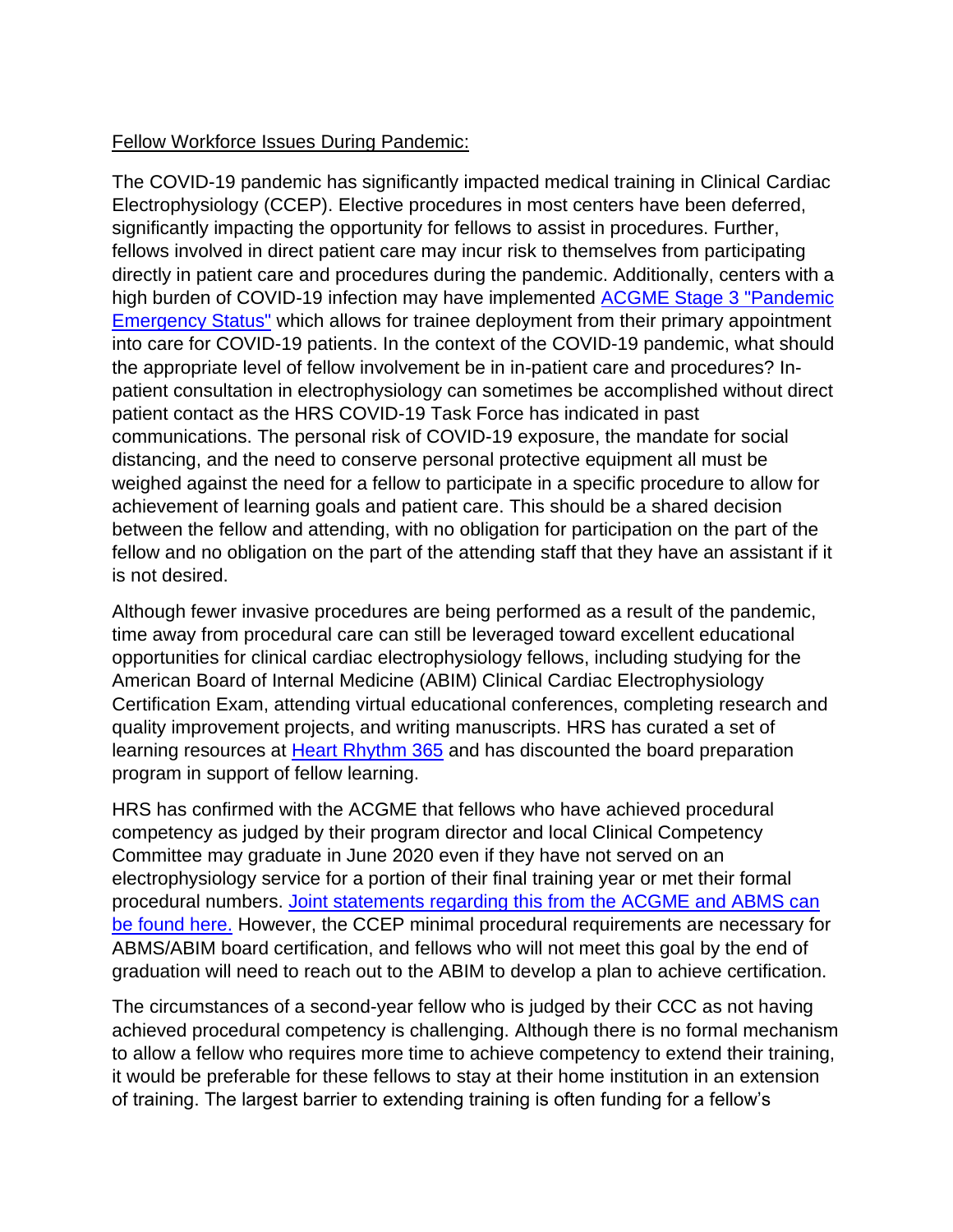Fellow Workforce Issues During Pandemic:

The COVID-19 pandemic has significantly impacted medical training in Clinical Cardiac Electrophysiology (CCEP). Elective procedures in most centers have been deferred, significantly impacting the opportunity for fellows to assist in procedures. Further, fellows involved in direct patient care may incur risk to themselves from participating directly in patient care and procedures during the pandemic. Additionally, centers with a high burden of COVID-19 infection may have implemented ACGME Stage 3 "Pandemic Emergency Status" which allows for trainee deployment from their primary appointment into care for COVID-19 patients. In the context of the COVID-19 pandemic, what should the appropriate level of fellow involvement be in in-patient care and procedures? In-patient consultation in electrophysiology can sometimes be accomplished without direct patient contact as the HRS COVID-19 Task Force has indicated in past communications. The personal risk of COVID-19 exposure, the mandate for social distancing, and the need to conserve personal protective equipment all must be weighed against the need for a fellow to participate in a specific procedure to allow for achievement of learning goals and patient care. This should be a shared decision between the fellow and attending, with no obligation for participation on the part of the fellow and no obligation on the part of the attending staff that they have an assistant if it is not desired.

Although fewer invasive procedures are being performed as a result of the pandemic, time away from procedural care can still be leveraged toward excellent educational opportunities for clinical cardiac electrophysiology fellows, including studying for the American Board of Internal Medicine (ABIM) Clinical Cardiac Electrophysiology Certification Exam, attending virtual educational conferences, completing research and quality improvement projects, and writing manuscripts. HRS has curated a set of learning resources at Heart Rhythm 365 and has discounted the board preparation program in support of fellow learning.

HRS has confirmed with the ACGME that fellows who have achieved procedural competency as judged by their program director and local Clinical Competency Committee may graduate in June 2020 even if they have not served on an electrophysiology service for a portion of their final training year or met their formal procedural numbers. Joint statements regarding this from the ACGME and ABMS can be found here. However, the CCEP minimal procedural requirements are necessary for ABMS/ABIM board certification, and fellows who will not meet this goal by the end of graduation will need to reach out to the ABIM to develop a plan to achieve certification.

The circumstances of a second-year fellow who is judged by their CCC as not having achieved procedural competency is challenging. Although there is no formal mechanism to allow a fellow who requires more time to achieve competency to extend their training, it would be preferable for these fellows to stay at their home institution in an extension of training. The largest barrier to extending training is often funding for a fellow's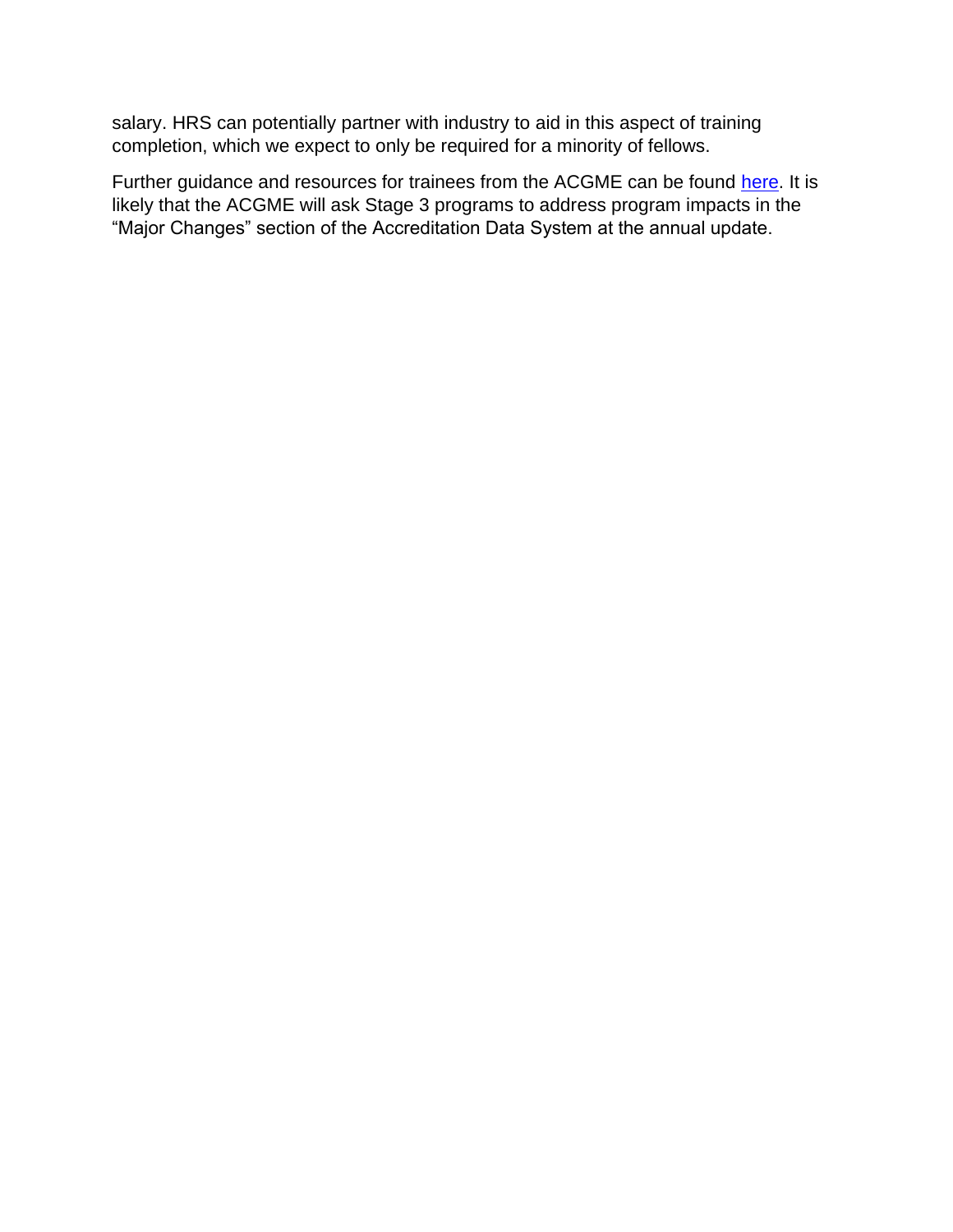salary. HRS can potentially partner with industry to aid in this aspect of training completion, which we expect to only be required for a minority of fellows.

Further guidance and resources for trainees from the ACGME can be found here. It is likely that the ACGME will ask Stage 3 programs to address program impacts in the "Major Changes" section of the Accreditation Data System at the annual update.